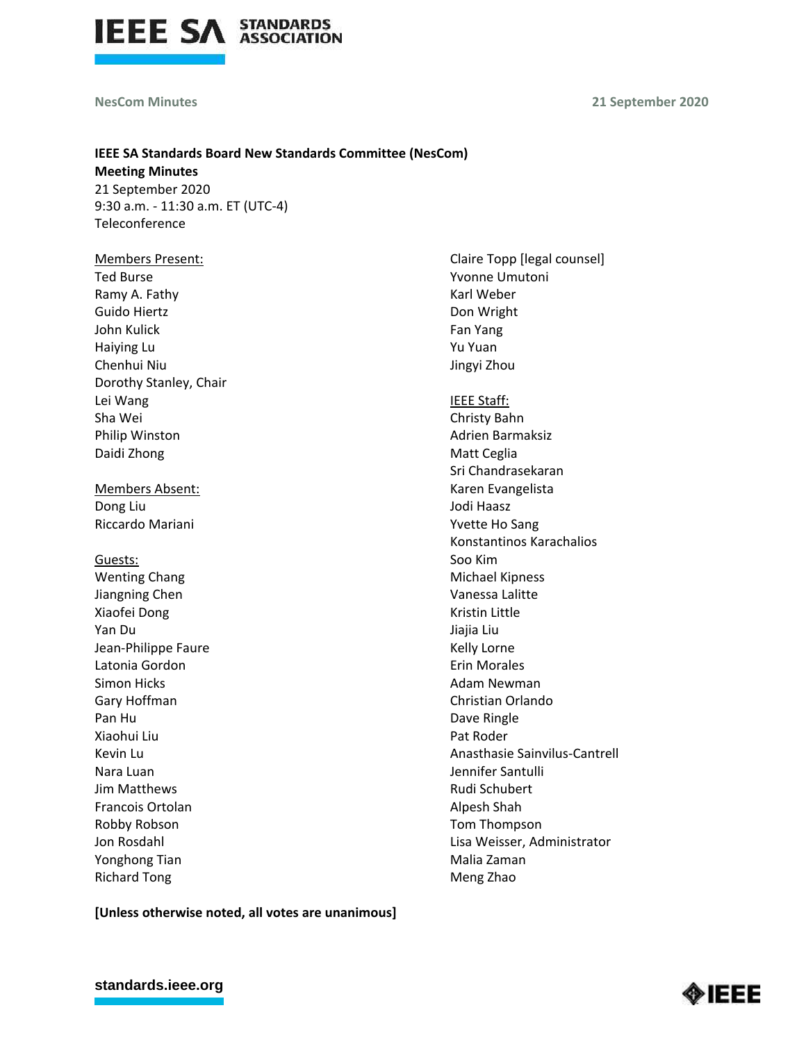NesCom Minutes 21 September 2020

**IEEE SA Standards Board New Standards Committee (NesCom)**
**Meeting Minutes**
21 September 2020
9:30 a.m. - 11:30 a.m. ET (UTC-4)
Teleconference

Members Present:
Ted Burse
Ramy A. Fathy
Guido Hiertz
John Kulick
Haiying Lu
Chenhui Niu
Dorothy Stanley, Chair
Lei Wang
Sha Wei
Philip Winston
Daidi Zhong

Members Absent:
Dong Liu
Riccardo Mariani

Guests:
Wenting Chang
Jiangning Chen
Xiaofei Dong
Yan Du
Jean-Philippe Faure
Latonia Gordon
Simon Hicks
Gary Hoffman
Pan Hu
Xiaohui Liu
Kevin Lu
Nara Luan
Jim Matthews
Francois Ortolan
Robby Robson
Jon Rosdahl
Yonghong Tian
Richard Tong
Claire Topp [legal counsel]
Yvonne Umutoni
Karl Weber
Don Wright
Fan Yang
Yu Yuan
Jingyi Zhou

IEEE Staff:
Christy Bahn
Adrien Barmaksiz
Matt Ceglia
Sri Chandrasekaran
Karen Evangelista
Jodi Haasz
Yvette Ho Sang
Konstantinos Karachalios
Soo Kim
Michael Kipness
Vanessa Lalitte
Kristin Little
Jiajia Liu
Kelly Lorne
Erin Morales
Adam Newman
Christian Orlando
Dave Ringle
Pat Roder
Anasthasie Sainvilus-Cantrell
Jennifer Santulli
Rudi Schubert
Alpesh Shah
Tom Thompson
Lisa Weisser, Administrator
Malia Zaman
Meng Zhao

**[Unless otherwise noted, all votes are unanimous]**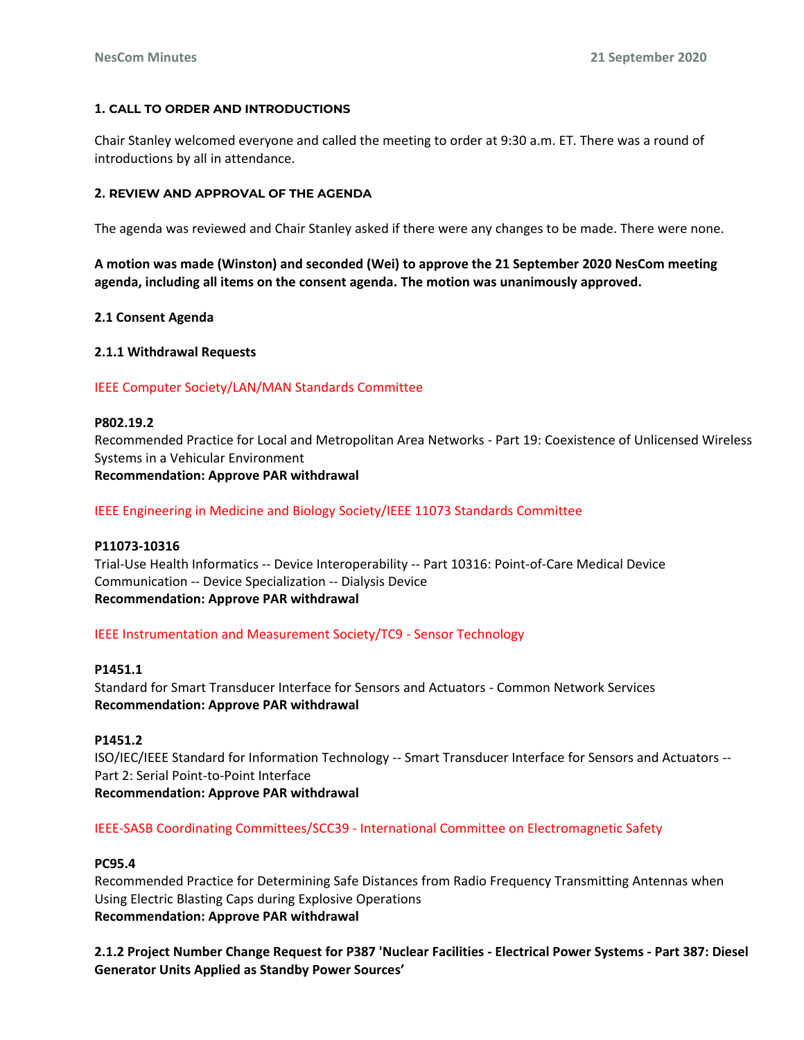## 1. CALL TO ORDER AND INTRODUCTIONS

Chair Stanley welcomed everyone and called the meeting to order at 9:30 a.m. ET. There was a round of introductions by all in attendance.

## 2. REVIEW AND APPROVAL OF THE AGENDA

The agenda was reviewed and Chair Stanley asked if there were any changes to be made. There were none.

**A motion was made (Winston) and seconded (Wei) to approve the 21 September 2020 NesCom meeting agenda, including all items on the consent agenda. The motion was unanimously approved.**

### 2.1 Consent Agenda

#### 2.1.1 Withdrawal Requests

IEEE Computer Society/LAN/MAN Standards Committee

**P802.19.2**
Recommended Practice for Local and Metropolitan Area Networks - Part 19: Coexistence of Unlicensed Wireless Systems in a Vehicular Environment
**Recommendation: Approve PAR withdrawal**

IEEE Engineering in Medicine and Biology Society/IEEE 11073 Standards Committee

**P11073-10316**
Trial-Use Health Informatics -- Device Interoperability -- Part 10316: Point-of-Care Medical Device Communication -- Device Specialization -- Dialysis Device
**Recommendation: Approve PAR withdrawal**

IEEE Instrumentation and Measurement Society/TC9 - Sensor Technology

**P1451.1**
Standard for Smart Transducer Interface for Sensors and Actuators - Common Network Services
**Recommendation: Approve PAR withdrawal**

**P1451.2**
ISO/IEC/IEEE Standard for Information Technology -- Smart Transducer Interface for Sensors and Actuators -- Part 2: Serial Point-to-Point Interface
**Recommendation: Approve PAR withdrawal**

IEEE-SASB Coordinating Committees/SCC39 - International Committee on Electromagnetic Safety

**PC95.4**
Recommended Practice for Determining Safe Distances from Radio Frequency Transmitting Antennas when Using Electric Blasting Caps during Explosive Operations
**Recommendation: Approve PAR withdrawal**

#### 2.1.2 Project Number Change Request for P387 'Nuclear Facilities - Electrical Power Systems - Part 387: Diesel Generator Units Applied as Standby Power Sources’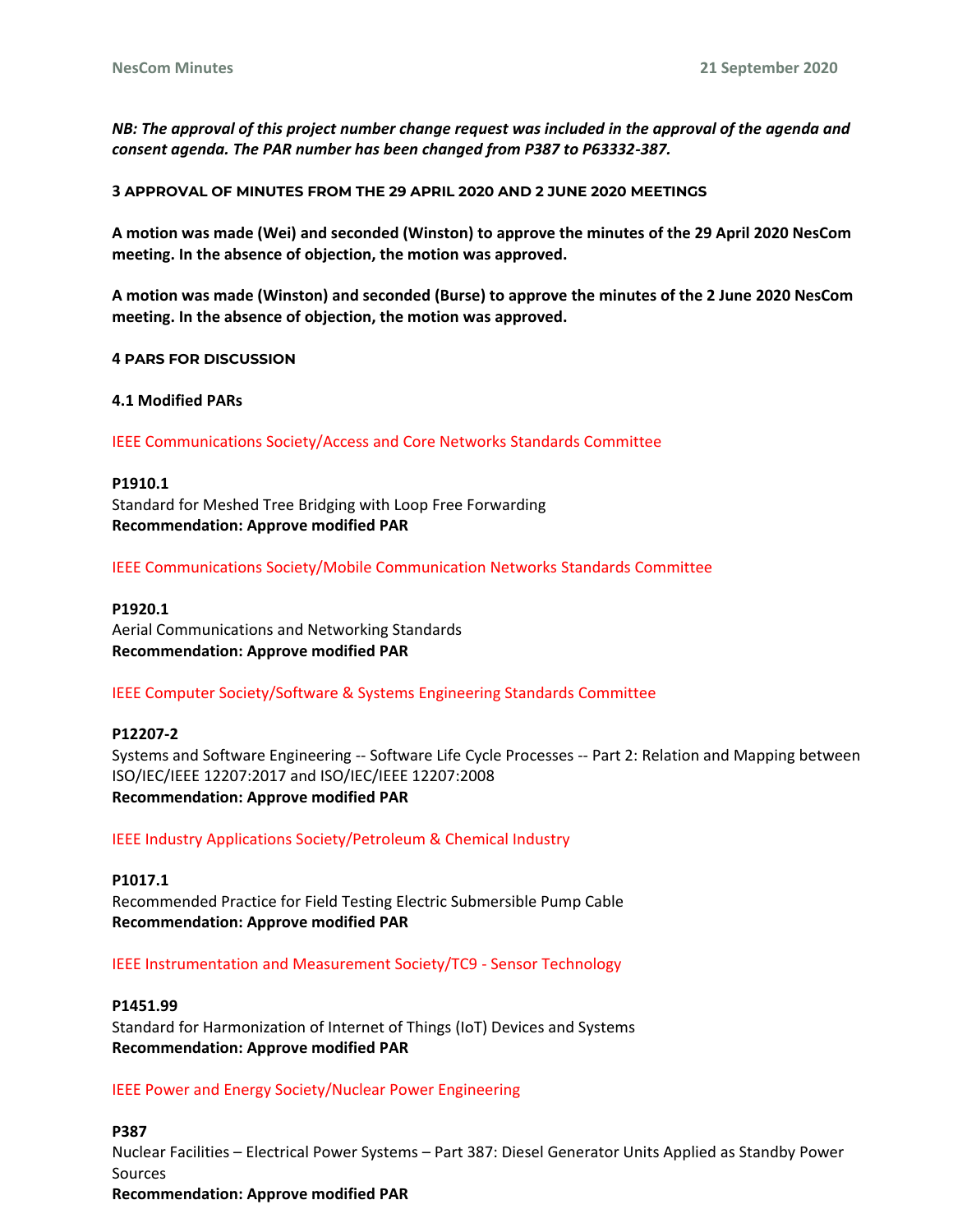***NB: The approval of this project number change request was included in the approval of the agenda and consent agenda. The PAR number has been changed from P387 to P63332-387.***

### 3 APPROVAL OF MINUTES FROM THE 29 APRIL 2020 AND 2 JUNE 2020 MEETINGS

**A motion was made (Wei) and seconded (Winston) to approve the minutes of the 29 April 2020 NesCom meeting. In the absence of objection, the motion was approved.**

**A motion was made (Winston) and seconded (Burse) to approve the minutes of the 2 June 2020 NesCom meeting. In the absence of objection, the motion was approved.**

### 4 PARS FOR DISCUSSION

#### 4.1 Modified PARs

IEEE Communications Society/Access and Core Networks Standards Committee

**P1910.1**
Standard for Meshed Tree Bridging with Loop Free Forwarding
**Recommendation: Approve modified PAR**

IEEE Communications Society/Mobile Communication Networks Standards Committee

**P1920.1**
Aerial Communications and Networking Standards
**Recommendation: Approve modified PAR**

IEEE Computer Society/Software & Systems Engineering Standards Committee

**P12207-2**
Systems and Software Engineering -- Software Life Cycle Processes -- Part 2: Relation and Mapping between ISO/IEC/IEEE 12207:2017 and ISO/IEC/IEEE 12207:2008
**Recommendation: Approve modified PAR**

IEEE Industry Applications Society/Petroleum & Chemical Industry

**P1017.1**
Recommended Practice for Field Testing Electric Submersible Pump Cable
**Recommendation: Approve modified PAR**

IEEE Instrumentation and Measurement Society/TC9 - Sensor Technology

**P1451.99**
Standard for Harmonization of Internet of Things (IoT) Devices and Systems
**Recommendation: Approve modified PAR**

IEEE Power and Energy Society/Nuclear Power Engineering

**P387**
Nuclear Facilities – Electrical Power Systems – Part 387: Diesel Generator Units Applied as Standby Power Sources
**Recommendation: Approve modified PAR**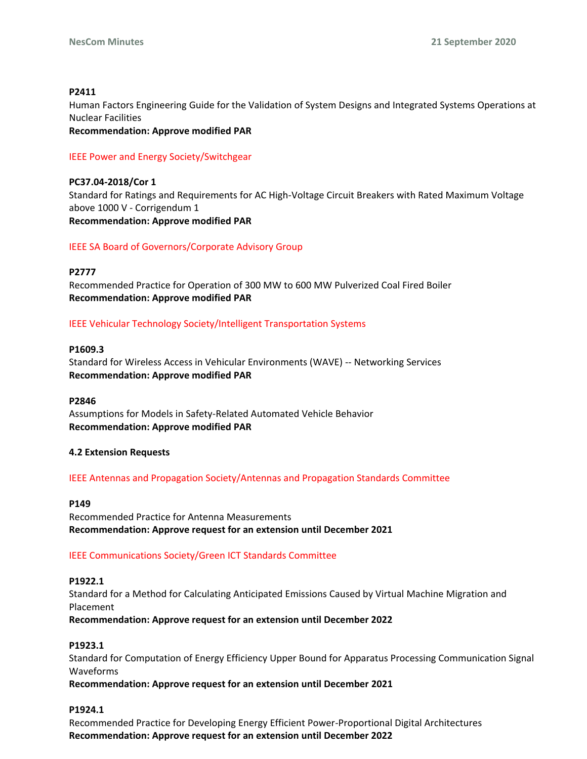**P2411**
Human Factors Engineering Guide for the Validation of System Designs and Integrated Systems Operations at Nuclear Facilities
**Recommendation: Approve modified PAR**

IEEE Power and Energy Society/Switchgear

**PC37.04-2018/Cor 1**
Standard for Ratings and Requirements for AC High-Voltage Circuit Breakers with Rated Maximum Voltage above 1000 V - Corrigendum 1
**Recommendation: Approve modified PAR**

IEEE SA Board of Governors/Corporate Advisory Group

**P2777**
Recommended Practice for Operation of 300 MW to 600 MW Pulverized Coal Fired Boiler
**Recommendation: Approve modified PAR**

IEEE Vehicular Technology Society/Intelligent Transportation Systems

**P1609.3**
Standard for Wireless Access in Vehicular Environments (WAVE) -- Networking Services
**Recommendation: Approve modified PAR**

**P2846**
Assumptions for Models in Safety-Related Automated Vehicle Behavior
**Recommendation: Approve modified PAR**

**4.2 Extension Requests**

IEEE Antennas and Propagation Society/Antennas and Propagation Standards Committee

**P149**
Recommended Practice for Antenna Measurements
**Recommendation: Approve request for an extension until December 2021**

IEEE Communications Society/Green ICT Standards Committee

**P1922.1**
Standard for a Method for Calculating Anticipated Emissions Caused by Virtual Machine Migration and Placement
**Recommendation: Approve request for an extension until December 2022**

**P1923.1**
Standard for Computation of Energy Efficiency Upper Bound for Apparatus Processing Communication Signal Waveforms
**Recommendation: Approve request for an extension until December 2021**

**P1924.1**
Recommended Practice for Developing Energy Efficient Power-Proportional Digital Architectures
**Recommendation: Approve request for an extension until December 2022**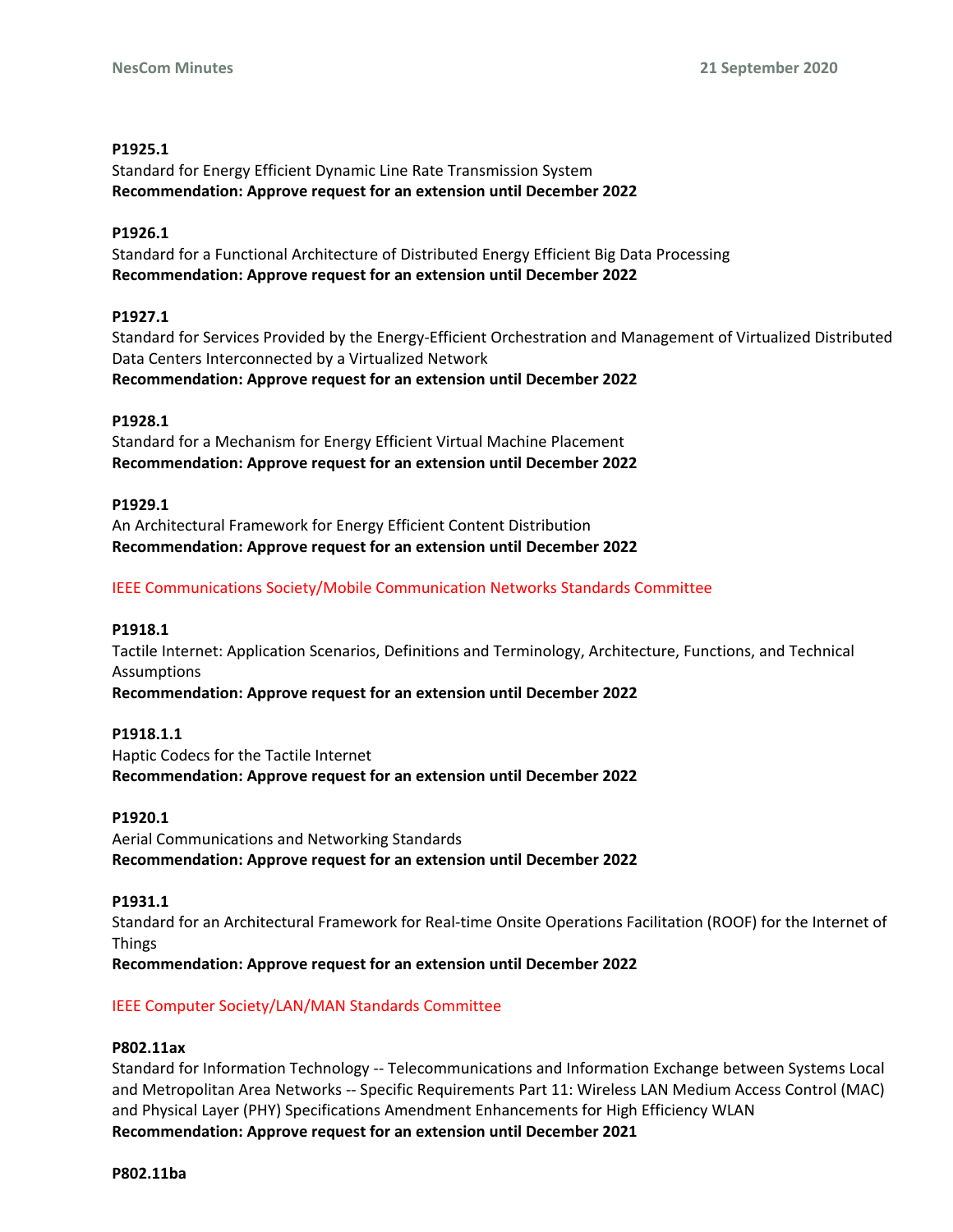**P1925.1**
Standard for Energy Efficient Dynamic Line Rate Transmission System
**Recommendation: Approve request for an extension until December 2022**

**P1926.1**
Standard for a Functional Architecture of Distributed Energy Efficient Big Data Processing
**Recommendation: Approve request for an extension until December 2022**

**P1927.1**
Standard for Services Provided by the Energy-Efficient Orchestration and Management of Virtualized Distributed Data Centers Interconnected by a Virtualized Network
**Recommendation: Approve request for an extension until December 2022**

**P1928.1**
Standard for a Mechanism for Energy Efficient Virtual Machine Placement
**Recommendation: Approve request for an extension until December 2022**

**P1929.1**
An Architectural Framework for Energy Efficient Content Distribution
**Recommendation: Approve request for an extension until December 2022**

IEEE Communications Society/Mobile Communication Networks Standards Committee

**P1918.1**
Tactile Internet: Application Scenarios, Definitions and Terminology, Architecture, Functions, and Technical Assumptions
**Recommendation: Approve request for an extension until December 2022**

**P1918.1.1**
Haptic Codecs for the Tactile Internet
**Recommendation: Approve request for an extension until December 2022**

**P1920.1**
Aerial Communications and Networking Standards
**Recommendation: Approve request for an extension until December 2022**

**P1931.1**
Standard for an Architectural Framework for Real-time Onsite Operations Facilitation (ROOF) for the Internet of Things
**Recommendation: Approve request for an extension until December 2022**

IEEE Computer Society/LAN/MAN Standards Committee

**P802.11ax**
Standard for Information Technology -- Telecommunications and Information Exchange between Systems Local and Metropolitan Area Networks -- Specific Requirements Part 11: Wireless LAN Medium Access Control (MAC) and Physical Layer (PHY) Specifications Amendment Enhancements for High Efficiency WLAN
**Recommendation: Approve request for an extension until December 2021**

**P802.11ba**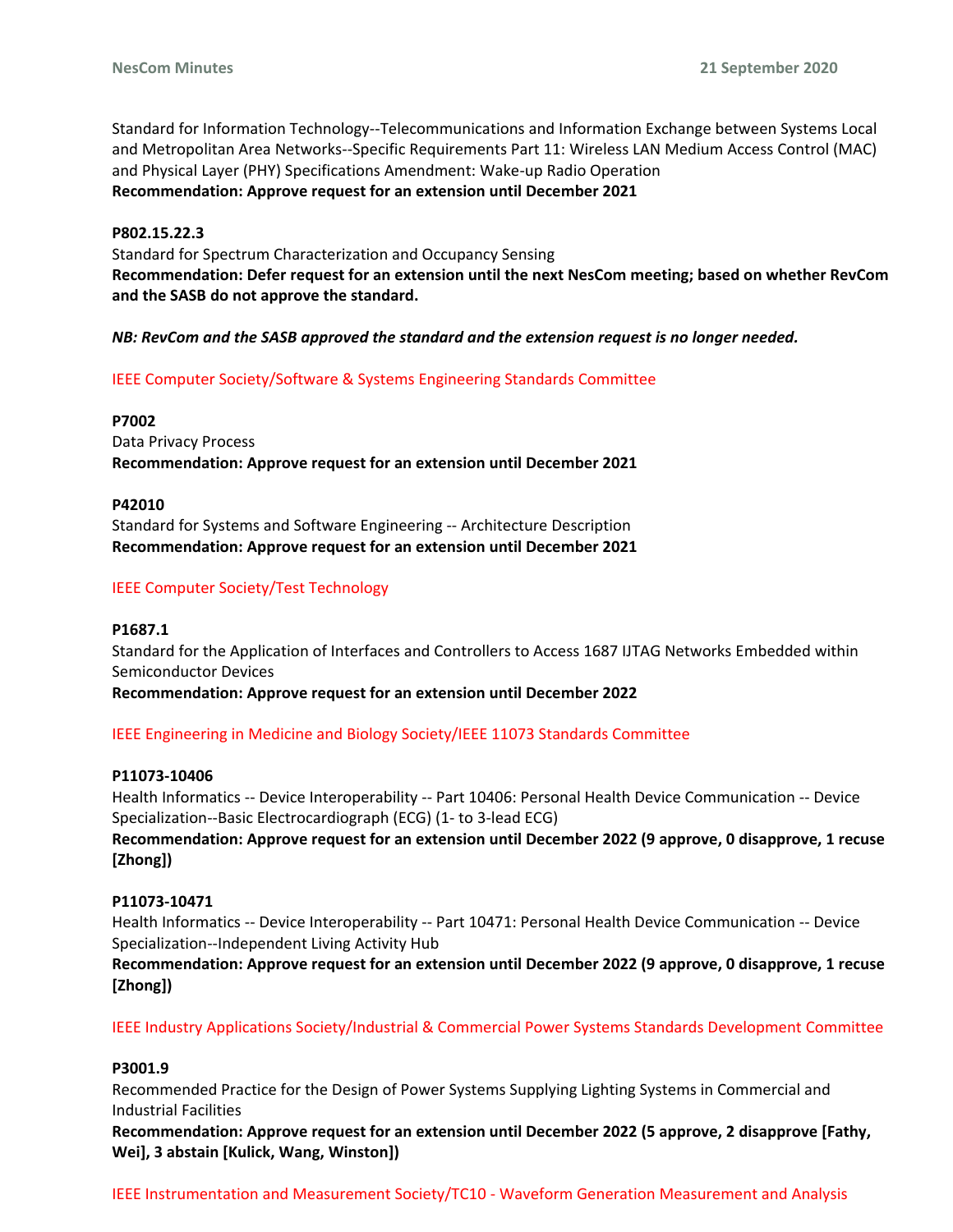Standard for Information Technology--Telecommunications and Information Exchange between Systems Local and Metropolitan Area Networks--Specific Requirements Part 11: Wireless LAN Medium Access Control (MAC) and Physical Layer (PHY) Specifications Amendment: Wake-up Radio Operation
**Recommendation: Approve request for an extension until December 2021**

**P802.15.22.3**
Standard for Spectrum Characterization and Occupancy Sensing
**Recommendation: Defer request for an extension until the next NesCom meeting; based on whether RevCom and the SASB do not approve the standard.**

***NB: RevCom and the SASB approved the standard and the extension request is no longer needed.***

IEEE Computer Society/Software & Systems Engineering Standards Committee

**P7002**
Data Privacy Process
**Recommendation: Approve request for an extension until December 2021**

**P42010**
Standard for Systems and Software Engineering -- Architecture Description
**Recommendation: Approve request for an extension until December 2021**

IEEE Computer Society/Test Technology

**P1687.1**
Standard for the Application of Interfaces and Controllers to Access 1687 IJTAG Networks Embedded within Semiconductor Devices
**Recommendation: Approve request for an extension until December 2022**

IEEE Engineering in Medicine and Biology Society/IEEE 11073 Standards Committee

**P11073-10406**
Health Informatics -- Device Interoperability -- Part 10406: Personal Health Device Communication -- Device Specialization--Basic Electrocardiograph (ECG) (1- to 3-lead ECG)
**Recommendation: Approve request for an extension until December 2022 (9 approve, 0 disapprove, 1 recuse [Zhong])**

**P11073-10471**
Health Informatics -- Device Interoperability -- Part 10471: Personal Health Device Communication -- Device Specialization--Independent Living Activity Hub
**Recommendation: Approve request for an extension until December 2022 (9 approve, 0 disapprove, 1 recuse [Zhong])**

IEEE Industry Applications Society/Industrial & Commercial Power Systems Standards Development Committee

**P3001.9**
Recommended Practice for the Design of Power Systems Supplying Lighting Systems in Commercial and Industrial Facilities
**Recommendation: Approve request for an extension until December 2022 (5 approve, 2 disapprove [Fathy, Wei], 3 abstain [Kulick, Wang, Winston])**

IEEE Instrumentation and Measurement Society/TC10 - Waveform Generation Measurement and Analysis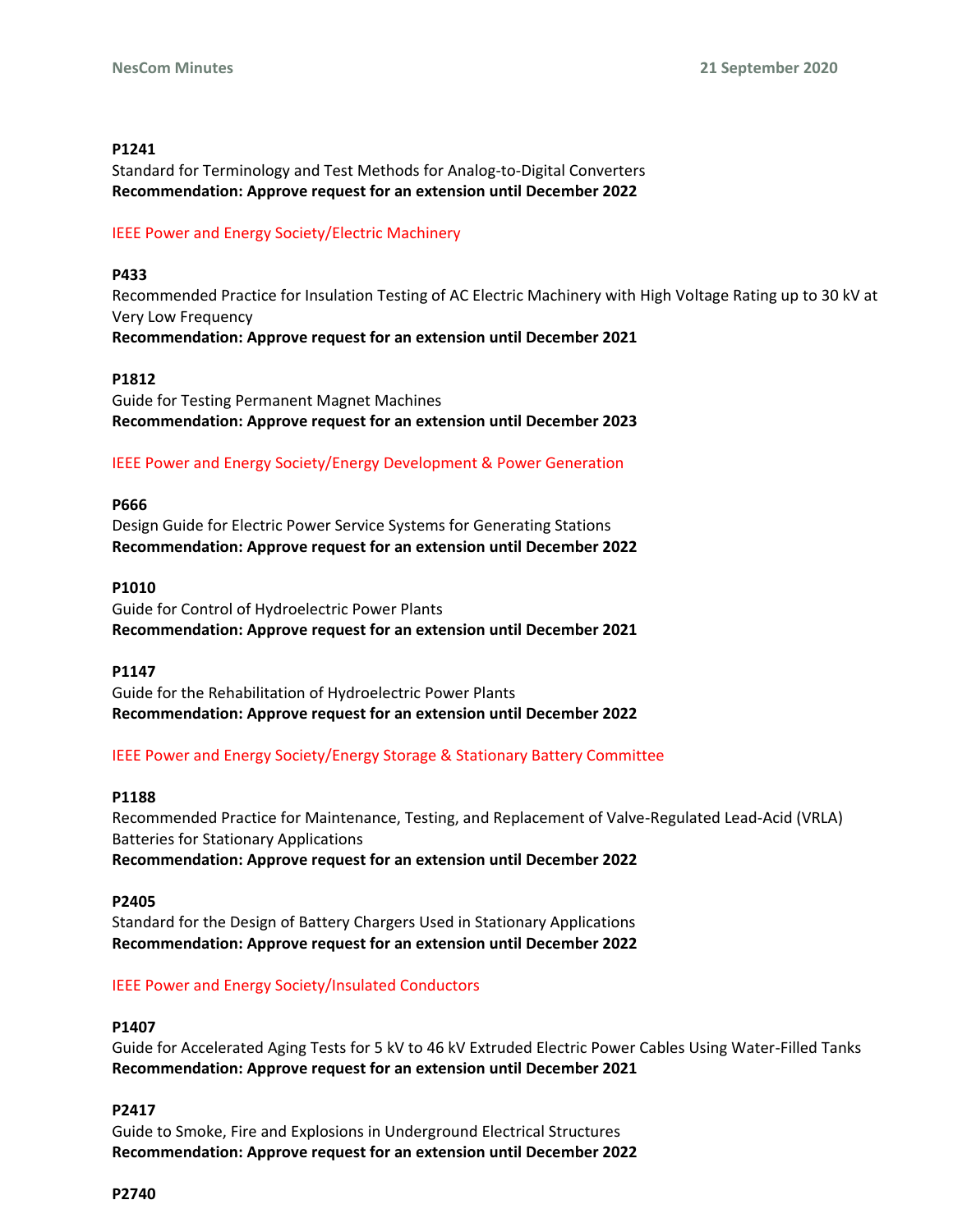**P1241**
Standard for Terminology and Test Methods for Analog-to-Digital Converters
**Recommendation: Approve request for an extension until December 2022**

IEEE Power and Energy Society/Electric Machinery

**P433**
Recommended Practice for Insulation Testing of AC Electric Machinery with High Voltage Rating up to 30 kV at Very Low Frequency
**Recommendation: Approve request for an extension until December 2021**

**P1812**
Guide for Testing Permanent Magnet Machines
**Recommendation: Approve request for an extension until December 2023**

IEEE Power and Energy Society/Energy Development & Power Generation

**P666**
Design Guide for Electric Power Service Systems for Generating Stations
**Recommendation: Approve request for an extension until December 2022**

**P1010**
Guide for Control of Hydroelectric Power Plants
**Recommendation: Approve request for an extension until December 2021**

**P1147**
Guide for the Rehabilitation of Hydroelectric Power Plants
**Recommendation: Approve request for an extension until December 2022**

IEEE Power and Energy Society/Energy Storage & Stationary Battery Committee

**P1188**
Recommended Practice for Maintenance, Testing, and Replacement of Valve-Regulated Lead-Acid (VRLA) Batteries for Stationary Applications
**Recommendation: Approve request for an extension until December 2022**

**P2405**
Standard for the Design of Battery Chargers Used in Stationary Applications
**Recommendation: Approve request for an extension until December 2022**

IEEE Power and Energy Society/Insulated Conductors

**P1407**
Guide for Accelerated Aging Tests for 5 kV to 46 kV Extruded Electric Power Cables Using Water-Filled Tanks
**Recommendation: Approve request for an extension until December 2021**

**P2417**
Guide to Smoke, Fire and Explosions in Underground Electrical Structures
**Recommendation: Approve request for an extension until December 2022**

**P2740**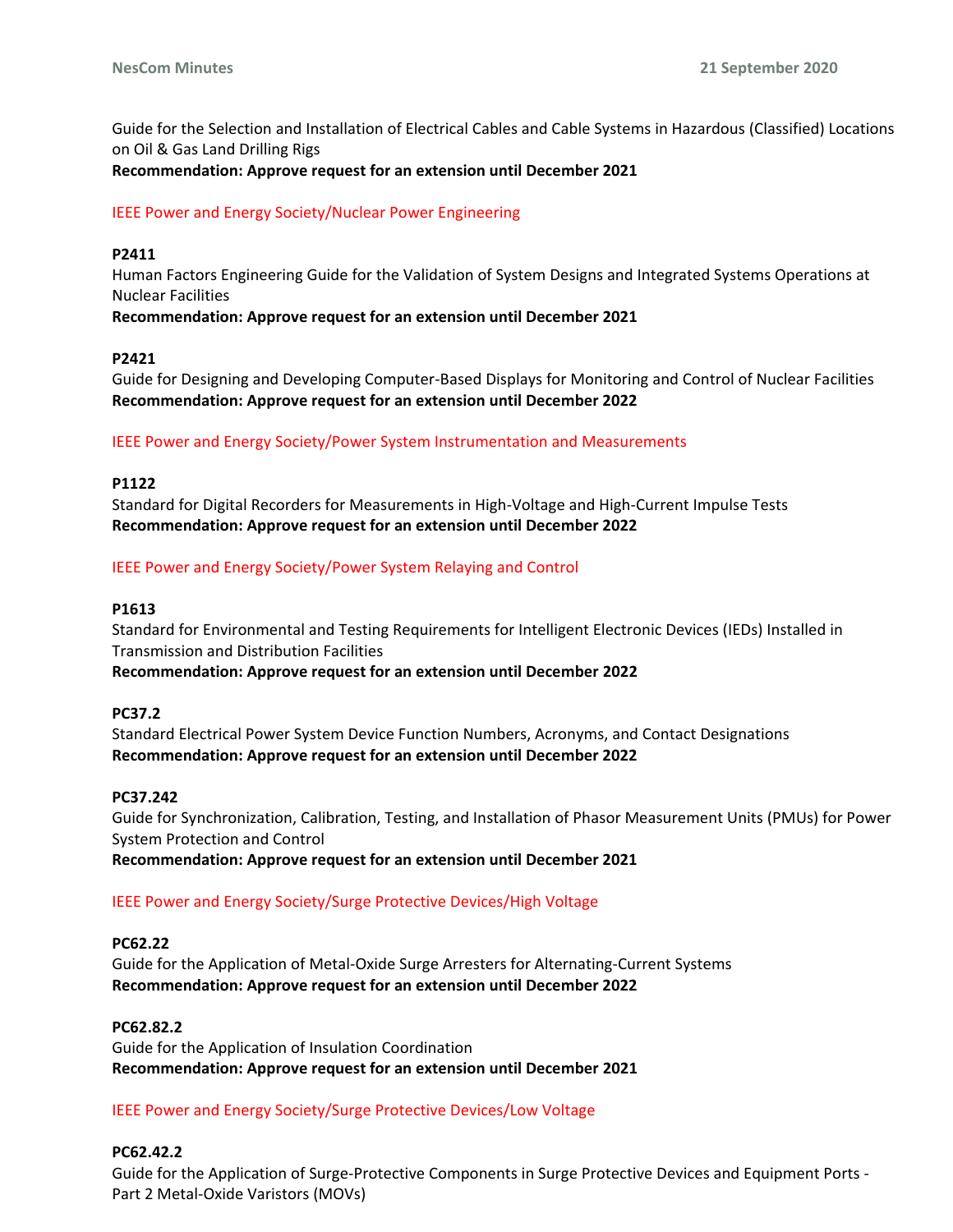Guide for the Selection and Installation of Electrical Cables and Cable Systems in Hazardous (Classified) Locations on Oil & Gas Land Drilling Rigs
**Recommendation: Approve request for an extension until December 2021**

IEEE Power and Energy Society/Nuclear Power Engineering

**P2411**
Human Factors Engineering Guide for the Validation of System Designs and Integrated Systems Operations at Nuclear Facilities
**Recommendation: Approve request for an extension until December 2021**

**P2421**
Guide for Designing and Developing Computer-Based Displays for Monitoring and Control of Nuclear Facilities
**Recommendation: Approve request for an extension until December 2022**

IEEE Power and Energy Society/Power System Instrumentation and Measurements

**P1122**
Standard for Digital Recorders for Measurements in High-Voltage and High-Current Impulse Tests
**Recommendation: Approve request for an extension until December 2022**

IEEE Power and Energy Society/Power System Relaying and Control

**P1613**
Standard for Environmental and Testing Requirements for Intelligent Electronic Devices (IEDs) Installed in Transmission and Distribution Facilities
**Recommendation: Approve request for an extension until December 2022**

**PC37.2**
Standard Electrical Power System Device Function Numbers, Acronyms, and Contact Designations
**Recommendation: Approve request for an extension until December 2022**

**PC37.242**
Guide for Synchronization, Calibration, Testing, and Installation of Phasor Measurement Units (PMUs) for Power System Protection and Control
**Recommendation: Approve request for an extension until December 2021**

IEEE Power and Energy Society/Surge Protective Devices/High Voltage

**PC62.22**
Guide for the Application of Metal-Oxide Surge Arresters for Alternating-Current Systems
**Recommendation: Approve request for an extension until December 2022**

**PC62.82.2**
Guide for the Application of Insulation Coordination
**Recommendation: Approve request for an extension until December 2021**

IEEE Power and Energy Society/Surge Protective Devices/Low Voltage

**PC62.42.2**
Guide for the Application of Surge-Protective Components in Surge Protective Devices and Equipment Ports - Part 2 Metal-Oxide Varistors (MOVs)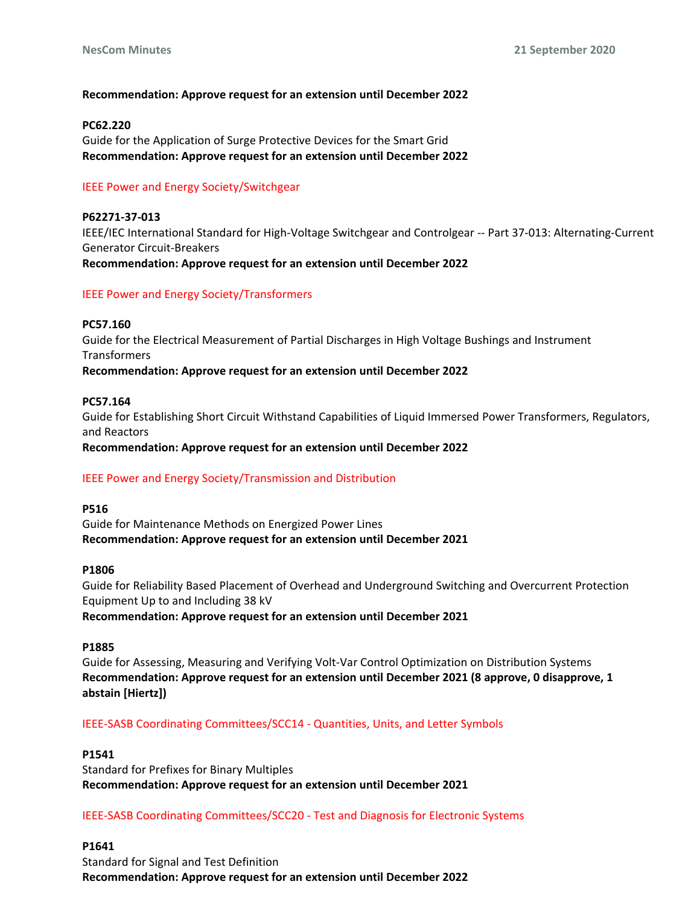**Recommendation: Approve request for an extension until December 2022**

**PC62.220**
Guide for the Application of Surge Protective Devices for the Smart Grid
**Recommendation: Approve request for an extension until December 2022**

IEEE Power and Energy Society/Switchgear

**P62271-37-013**
IEEE/IEC International Standard for High-Voltage Switchgear and Controlgear -- Part 37-013: Alternating-Current Generator Circuit-Breakers
**Recommendation: Approve request for an extension until December 2022**

IEEE Power and Energy Society/Transformers

**PC57.160**
Guide for the Electrical Measurement of Partial Discharges in High Voltage Bushings and Instrument Transformers
**Recommendation: Approve request for an extension until December 2022**

**PC57.164**
Guide for Establishing Short Circuit Withstand Capabilities of Liquid Immersed Power Transformers, Regulators, and Reactors
**Recommendation: Approve request for an extension until December 2022**

IEEE Power and Energy Society/Transmission and Distribution

**P516**
Guide for Maintenance Methods on Energized Power Lines
**Recommendation: Approve request for an extension until December 2021**

**P1806**
Guide for Reliability Based Placement of Overhead and Underground Switching and Overcurrent Protection Equipment Up to and Including 38 kV
**Recommendation: Approve request for an extension until December 2021**

**P1885**
Guide for Assessing, Measuring and Verifying Volt-Var Control Optimization on Distribution Systems
**Recommendation: Approve request for an extension until December 2021 (8 approve, 0 disapprove, 1 abstain [Hiertz])**

IEEE-SASB Coordinating Committees/SCC14 - Quantities, Units, and Letter Symbols

**P1541**
Standard for Prefixes for Binary Multiples
**Recommendation: Approve request for an extension until December 2021**

IEEE-SASB Coordinating Committees/SCC20 - Test and Diagnosis for Electronic Systems

**P1641**
Standard for Signal and Test Definition
**Recommendation: Approve request for an extension until December 2022**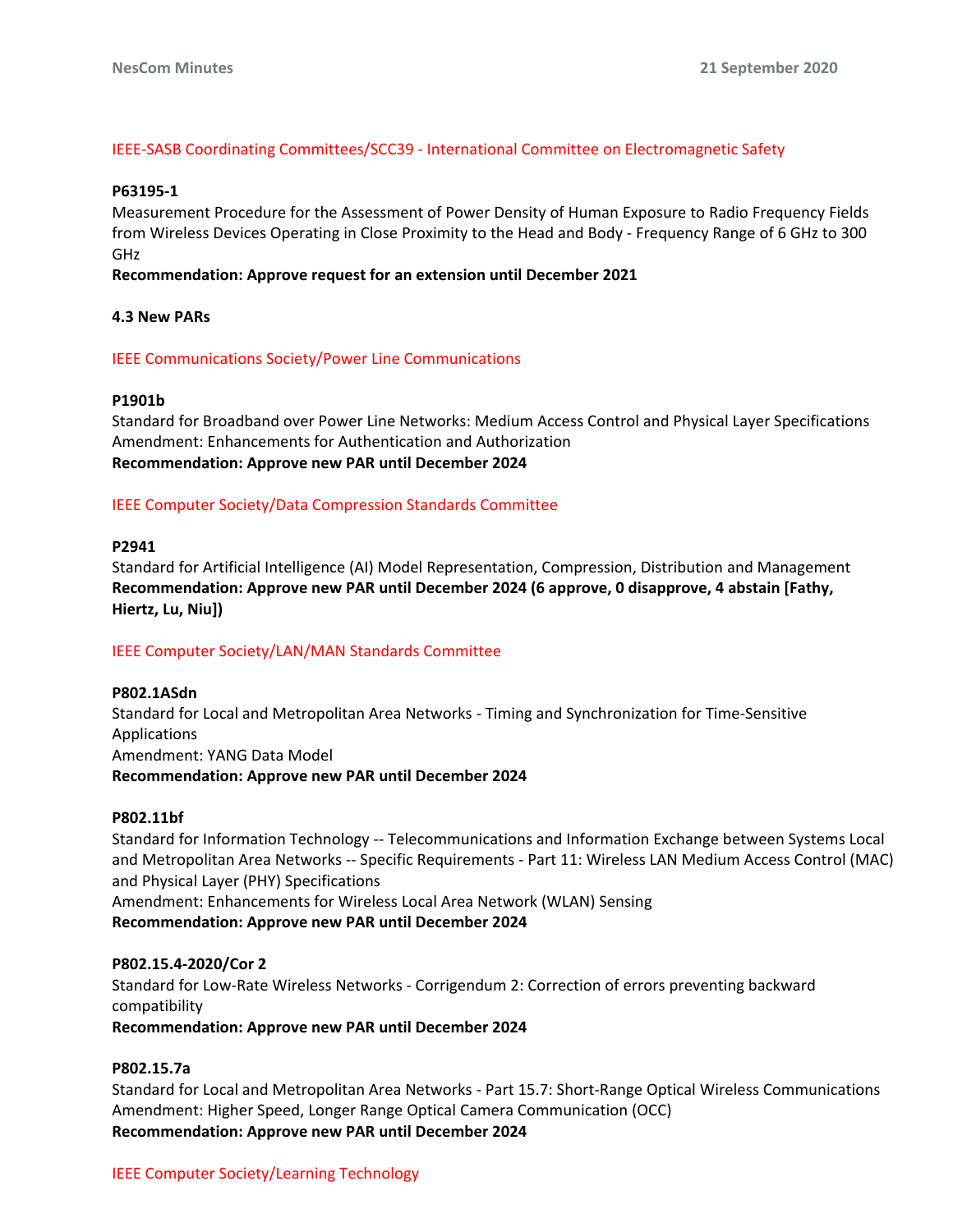IEEE-SASB Coordinating Committees/SCC39 - International Committee on Electromagnetic Safety

**P63195-1**
Measurement Procedure for the Assessment of Power Density of Human Exposure to Radio Frequency Fields from Wireless Devices Operating in Close Proximity to the Head and Body - Frequency Range of 6 GHz to 300 GHz
**Recommendation: Approve request for an extension until December 2021**

### 4.3 New PARs

IEEE Communications Society/Power Line Communications

**P1901b**
Standard for Broadband over Power Line Networks: Medium Access Control and Physical Layer Specifications
Amendment: Enhancements for Authentication and Authorization
**Recommendation: Approve new PAR until December 2024**

IEEE Computer Society/Data Compression Standards Committee

**P2941**
Standard for Artificial Intelligence (AI) Model Representation, Compression, Distribution and Management
**Recommendation: Approve new PAR until December 2024 (6 approve, 0 disapprove, 4 abstain [Fathy, Hiertz, Lu, Niu])**

IEEE Computer Society/LAN/MAN Standards Committee

**P802.1ASdn**
Standard for Local and Metropolitan Area Networks - Timing and Synchronization for Time-Sensitive Applications
Amendment: YANG Data Model
**Recommendation: Approve new PAR until December 2024**

**P802.11bf**
Standard for Information Technology -- Telecommunications and Information Exchange between Systems Local and Metropolitan Area Networks -- Specific Requirements - Part 11: Wireless LAN Medium Access Control (MAC) and Physical Layer (PHY) Specifications
Amendment: Enhancements for Wireless Local Area Network (WLAN) Sensing
**Recommendation: Approve new PAR until December 2024**

**P802.15.4-2020/Cor 2**
Standard for Low-Rate Wireless Networks - Corrigendum 2: Correction of errors preventing backward compatibility
**Recommendation: Approve new PAR until December 2024**

**P802.15.7a**
Standard for Local and Metropolitan Area Networks - Part 15.7: Short-Range Optical Wireless Communications
Amendment: Higher Speed, Longer Range Optical Camera Communication (OCC)
**Recommendation: Approve new PAR until December 2024**

IEEE Computer Society/Learning Technology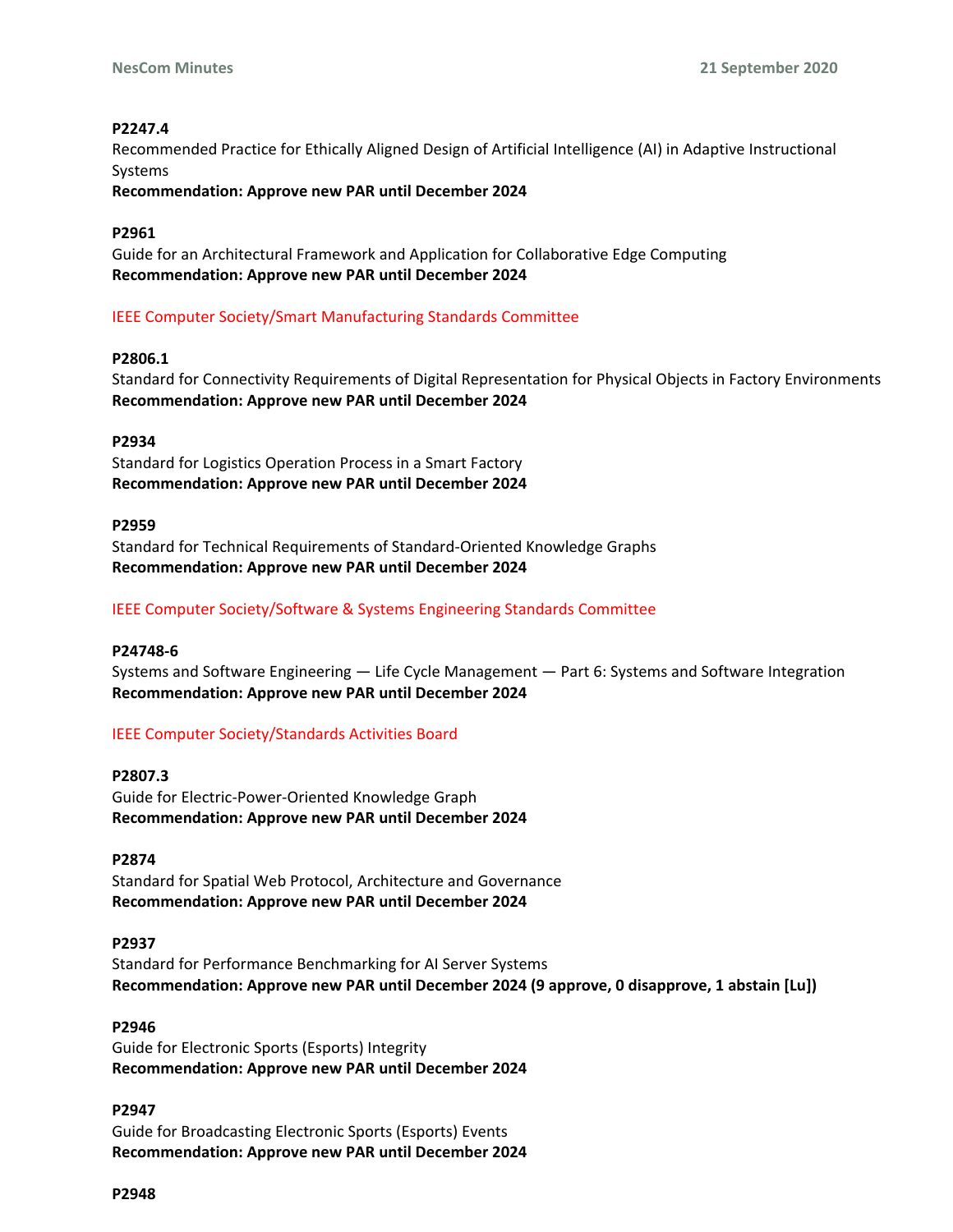**P2247.4**
Recommended Practice for Ethically Aligned Design of Artificial Intelligence (AI) in Adaptive Instructional Systems
**Recommendation: Approve new PAR until December 2024**

**P2961**
Guide for an Architectural Framework and Application for Collaborative Edge Computing
**Recommendation: Approve new PAR until December 2024**

IEEE Computer Society/Smart Manufacturing Standards Committee

**P2806.1**
Standard for Connectivity Requirements of Digital Representation for Physical Objects in Factory Environments
**Recommendation: Approve new PAR until December 2024**

**P2934**
Standard for Logistics Operation Process in a Smart Factory
**Recommendation: Approve new PAR until December 2024**

**P2959**
Standard for Technical Requirements of Standard-Oriented Knowledge Graphs
**Recommendation: Approve new PAR until December 2024**

IEEE Computer Society/Software & Systems Engineering Standards Committee

**P24748-6**
Systems and Software Engineering — Life Cycle Management — Part 6: Systems and Software Integration
**Recommendation: Approve new PAR until December 2024**

IEEE Computer Society/Standards Activities Board

**P2807.3**
Guide for Electric-Power-Oriented Knowledge Graph
**Recommendation: Approve new PAR until December 2024**

**P2874**
Standard for Spatial Web Protocol, Architecture and Governance
**Recommendation: Approve new PAR until December 2024**

**P2937**
Standard for Performance Benchmarking for AI Server Systems
**Recommendation: Approve new PAR until December 2024 (9 approve, 0 disapprove, 1 abstain [Lu])**

**P2946**
Guide for Electronic Sports (Esports) Integrity
**Recommendation: Approve new PAR until December 2024**

**P2947**
Guide for Broadcasting Electronic Sports (Esports) Events
**Recommendation: Approve new PAR until December 2024**

**P2948**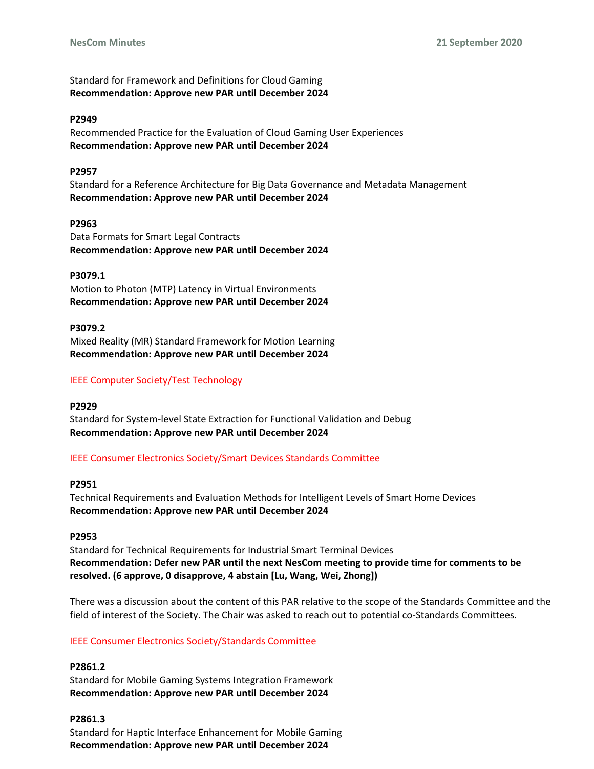Standard for Framework and Definitions for Cloud Gaming
**Recommendation: Approve new PAR until December 2024**

**P2949**
Recommended Practice for the Evaluation of Cloud Gaming User Experiences
**Recommendation: Approve new PAR until December 2024**

**P2957**
Standard for a Reference Architecture for Big Data Governance and Metadata Management
**Recommendation: Approve new PAR until December 2024**

**P2963**
Data Formats for Smart Legal Contracts
**Recommendation: Approve new PAR until December 2024**

**P3079.1**
Motion to Photon (MTP) Latency in Virtual Environments
**Recommendation: Approve new PAR until December 2024**

**P3079.2**
Mixed Reality (MR) Standard Framework for Motion Learning
**Recommendation: Approve new PAR until December 2024**

IEEE Computer Society/Test Technology

**P2929**
Standard for System-level State Extraction for Functional Validation and Debug
**Recommendation: Approve new PAR until December 2024**

IEEE Consumer Electronics Society/Smart Devices Standards Committee

**P2951**
Technical Requirements and Evaluation Methods for Intelligent Levels of Smart Home Devices
**Recommendation: Approve new PAR until December 2024**

**P2953**
Standard for Technical Requirements for Industrial Smart Terminal Devices
**Recommendation: Defer new PAR until the next NesCom meeting to provide time for comments to be resolved. (6 approve, 0 disapprove, 4 abstain [Lu, Wang, Wei, Zhong])**

There was a discussion about the content of this PAR relative to the scope of the Standards Committee and the field of interest of the Society. The Chair was asked to reach out to potential co-Standards Committees.

IEEE Consumer Electronics Society/Standards Committee

**P2861.2**
Standard for Mobile Gaming Systems Integration Framework
**Recommendation: Approve new PAR until December 2024**

**P2861.3**
Standard for Haptic Interface Enhancement for Mobile Gaming
**Recommendation: Approve new PAR until December 2024**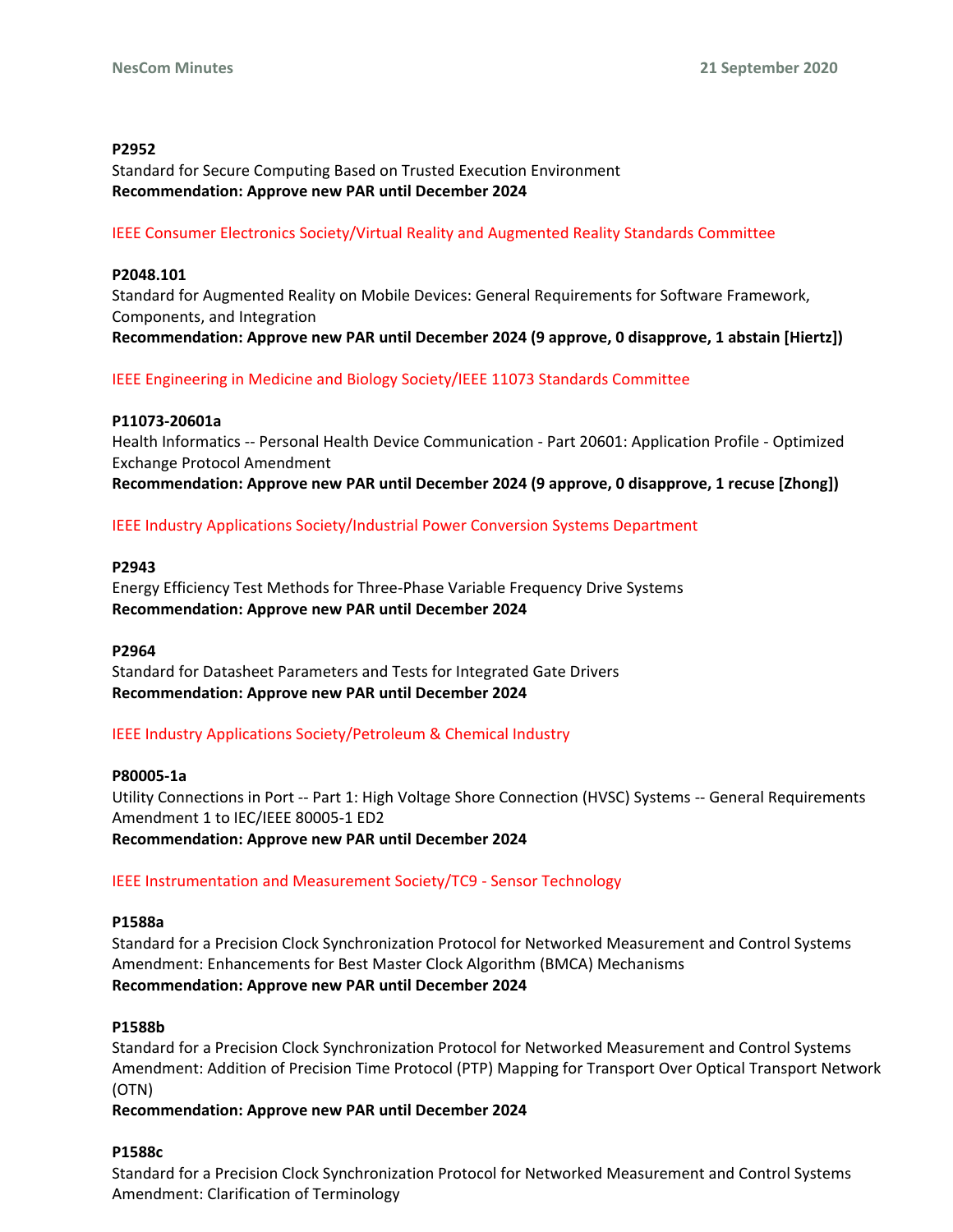**P2952**
Standard for Secure Computing Based on Trusted Execution Environment
**Recommendation: Approve new PAR until December 2024**

IEEE Consumer Electronics Society/Virtual Reality and Augmented Reality Standards Committee

**P2048.101**
Standard for Augmented Reality on Mobile Devices: General Requirements for Software Framework, Components, and Integration
**Recommendation: Approve new PAR until December 2024 (9 approve, 0 disapprove, 1 abstain [Hiertz])**

IEEE Engineering in Medicine and Biology Society/IEEE 11073 Standards Committee

**P11073-20601a**
Health Informatics -- Personal Health Device Communication - Part 20601: Application Profile - Optimized Exchange Protocol Amendment
**Recommendation: Approve new PAR until December 2024 (9 approve, 0 disapprove, 1 recuse [Zhong])**

IEEE Industry Applications Society/Industrial Power Conversion Systems Department

**P2943**
Energy Efficiency Test Methods for Three-Phase Variable Frequency Drive Systems
**Recommendation: Approve new PAR until December 2024**

**P2964**
Standard for Datasheet Parameters and Tests for Integrated Gate Drivers
**Recommendation: Approve new PAR until December 2024**

IEEE Industry Applications Society/Petroleum & Chemical Industry

**P80005-1a**
Utility Connections in Port -- Part 1: High Voltage Shore Connection (HVSC) Systems -- General Requirements Amendment 1 to IEC/IEEE 80005-1 ED2
**Recommendation: Approve new PAR until December 2024**

IEEE Instrumentation and Measurement Society/TC9 - Sensor Technology

**P1588a**
Standard for a Precision Clock Synchronization Protocol for Networked Measurement and Control Systems Amendment: Enhancements for Best Master Clock Algorithm (BMCA) Mechanisms
**Recommendation: Approve new PAR until December 2024**

**P1588b**
Standard for a Precision Clock Synchronization Protocol for Networked Measurement and Control Systems Amendment: Addition of Precision Time Protocol (PTP) Mapping for Transport Over Optical Transport Network (OTN)
**Recommendation: Approve new PAR until December 2024**

**P1588c**
Standard for a Precision Clock Synchronization Protocol for Networked Measurement and Control Systems Amendment: Clarification of Terminology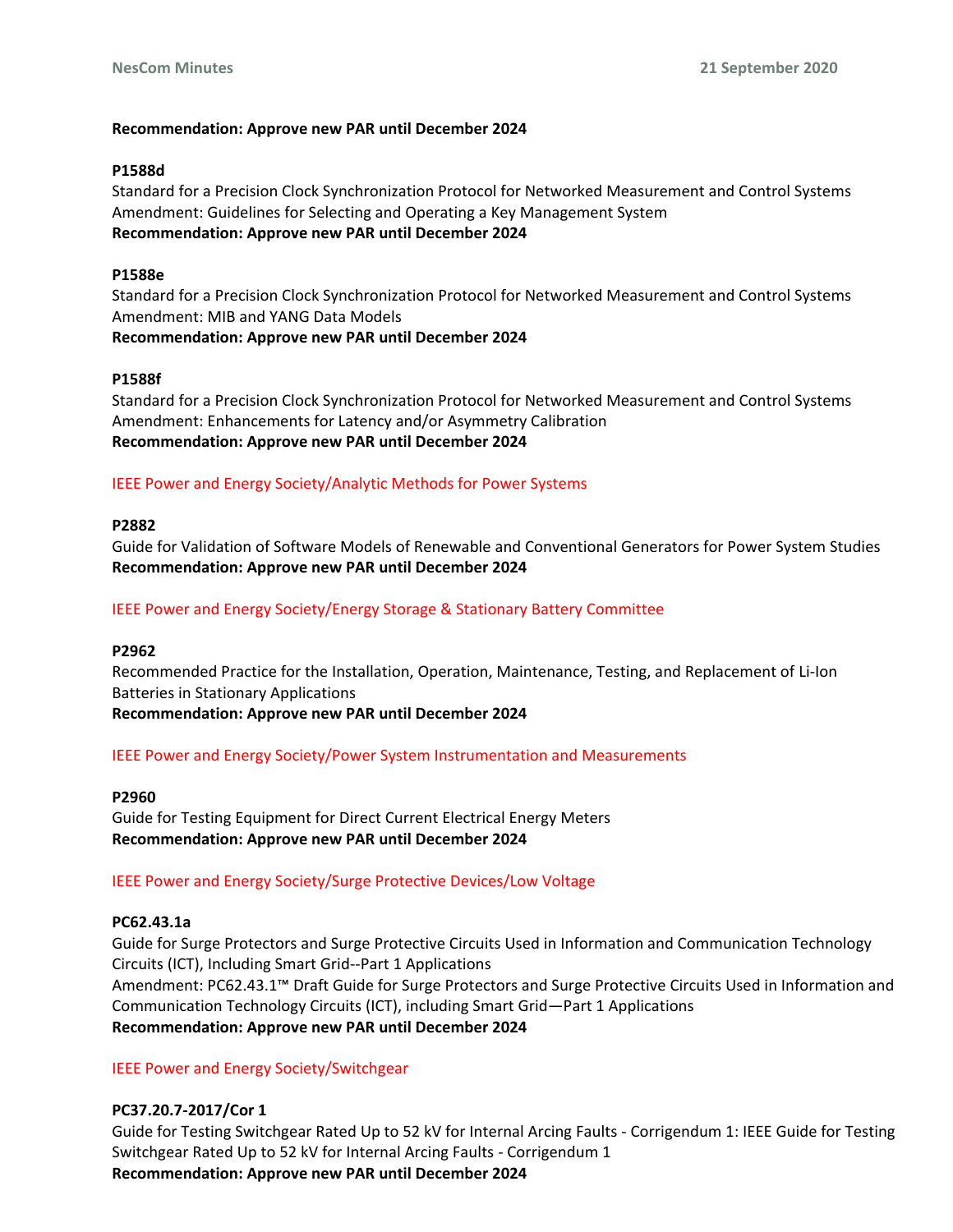**Recommendation: Approve new PAR until December 2024**

**P1588d**
Standard for a Precision Clock Synchronization Protocol for Networked Measurement and Control Systems Amendment: Guidelines for Selecting and Operating a Key Management System
**Recommendation: Approve new PAR until December 2024**

**P1588e**
Standard for a Precision Clock Synchronization Protocol for Networked Measurement and Control Systems Amendment: MIB and YANG Data Models
**Recommendation: Approve new PAR until December 2024**

**P1588f**
Standard for a Precision Clock Synchronization Protocol for Networked Measurement and Control Systems Amendment: Enhancements for Latency and/or Asymmetry Calibration
**Recommendation: Approve new PAR until December 2024**

IEEE Power and Energy Society/Analytic Methods for Power Systems

**P2882**
Guide for Validation of Software Models of Renewable and Conventional Generators for Power System Studies
**Recommendation: Approve new PAR until December 2024**

IEEE Power and Energy Society/Energy Storage & Stationary Battery Committee

**P2962**
Recommended Practice for the Installation, Operation, Maintenance, Testing, and Replacement of Li-Ion Batteries in Stationary Applications
**Recommendation: Approve new PAR until December 2024**

IEEE Power and Energy Society/Power System Instrumentation and Measurements

**P2960**
Guide for Testing Equipment for Direct Current Electrical Energy Meters
**Recommendation: Approve new PAR until December 2024**

IEEE Power and Energy Society/Surge Protective Devices/Low Voltage

**PC62.43.1a**
Guide for Surge Protectors and Surge Protective Circuits Used in Information and Communication Technology Circuits (ICT), Including Smart Grid--Part 1 Applications
Amendment: PC62.43.1™ Draft Guide for Surge Protectors and Surge Protective Circuits Used in Information and Communication Technology Circuits (ICT), including Smart Grid—Part 1 Applications
**Recommendation: Approve new PAR until December 2024**

IEEE Power and Energy Society/Switchgear

**PC37.20.7-2017/Cor 1**
Guide for Testing Switchgear Rated Up to 52 kV for Internal Arcing Faults - Corrigendum 1: IEEE Guide for Testing Switchgear Rated Up to 52 kV for Internal Arcing Faults - Corrigendum 1
**Recommendation: Approve new PAR until December 2024**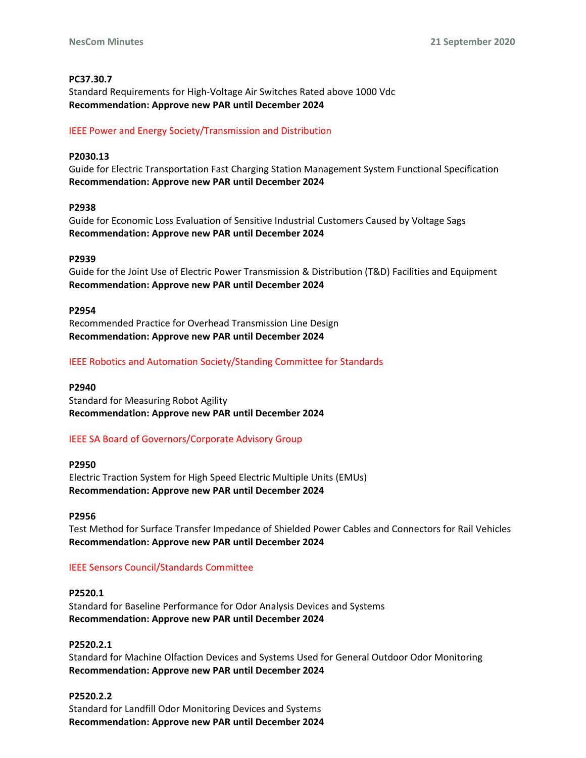**PC37.30.7**
Standard Requirements for High-Voltage Air Switches Rated above 1000 Vdc
**Recommendation: Approve new PAR until December 2024**

IEEE Power and Energy Society/Transmission and Distribution

**P2030.13**
Guide for Electric Transportation Fast Charging Station Management System Functional Specification
**Recommendation: Approve new PAR until December 2024**

**P2938**
Guide for Economic Loss Evaluation of Sensitive Industrial Customers Caused by Voltage Sags
**Recommendation: Approve new PAR until December 2024**

**P2939**
Guide for the Joint Use of Electric Power Transmission & Distribution (T&D) Facilities and Equipment
**Recommendation: Approve new PAR until December 2024**

**P2954**
Recommended Practice for Overhead Transmission Line Design
**Recommendation: Approve new PAR until December 2024**

IEEE Robotics and Automation Society/Standing Committee for Standards

**P2940**
Standard for Measuring Robot Agility
**Recommendation: Approve new PAR until December 2024**

IEEE SA Board of Governors/Corporate Advisory Group

**P2950**
Electric Traction System for High Speed Electric Multiple Units (EMUs)
**Recommendation: Approve new PAR until December 2024**

**P2956**
Test Method for Surface Transfer Impedance of Shielded Power Cables and Connectors for Rail Vehicles
**Recommendation: Approve new PAR until December 2024**

IEEE Sensors Council/Standards Committee

**P2520.1**
Standard for Baseline Performance for Odor Analysis Devices and Systems
**Recommendation: Approve new PAR until December 2024**

**P2520.2.1**
Standard for Machine Olfaction Devices and Systems Used for General Outdoor Odor Monitoring
**Recommendation: Approve new PAR until December 2024**

**P2520.2.2**
Standard for Landfill Odor Monitoring Devices and Systems
**Recommendation: Approve new PAR until December 2024**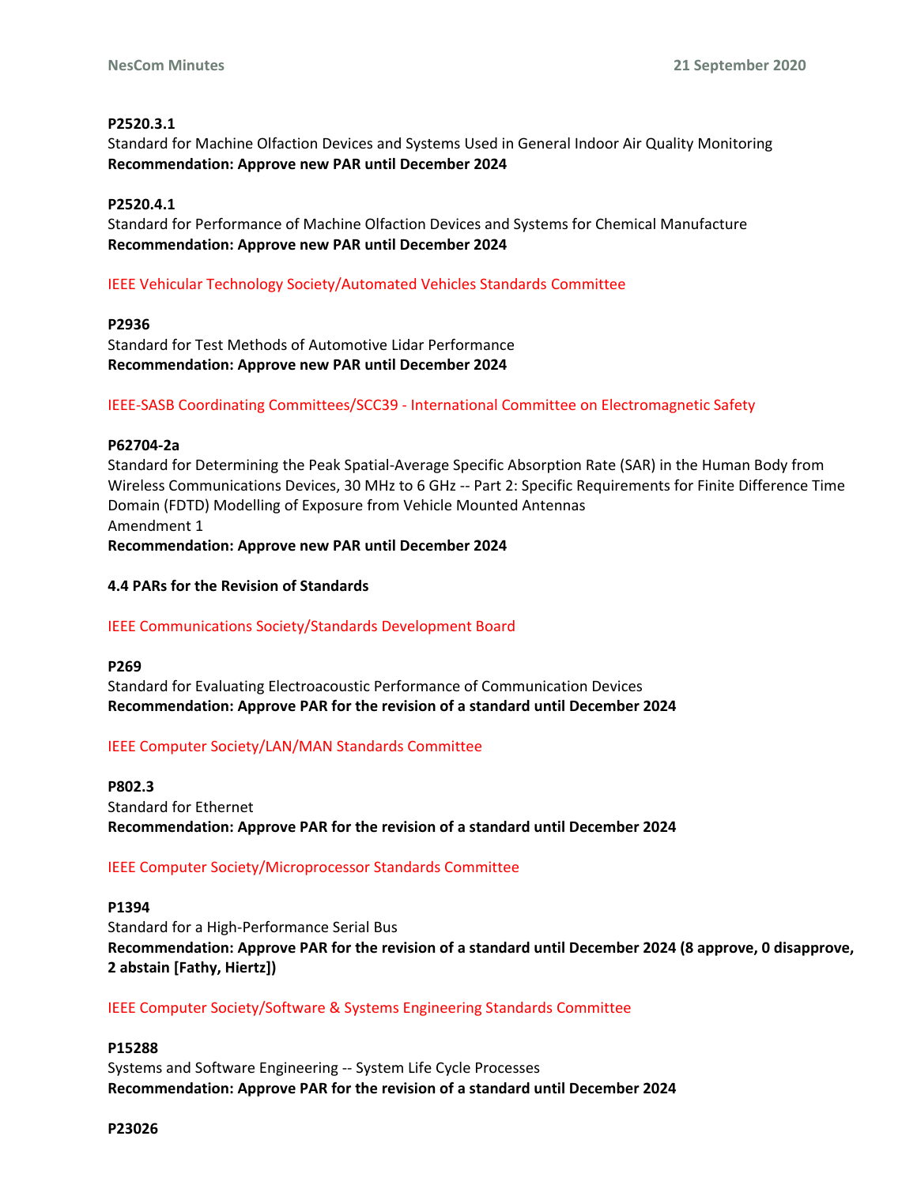**P2520.3.1**
Standard for Machine Olfaction Devices and Systems Used in General Indoor Air Quality Monitoring
**Recommendation: Approve new PAR until December 2024**

**P2520.4.1**
Standard for Performance of Machine Olfaction Devices and Systems for Chemical Manufacture
**Recommendation: Approve new PAR until December 2024**

IEEE Vehicular Technology Society/Automated Vehicles Standards Committee

**P2936**
Standard for Test Methods of Automotive Lidar Performance
**Recommendation: Approve new PAR until December 2024**

IEEE-SASB Coordinating Committees/SCC39 - International Committee on Electromagnetic Safety

**P62704-2a**
Standard for Determining the Peak Spatial-Average Specific Absorption Rate (SAR) in the Human Body from Wireless Communications Devices, 30 MHz to 6 GHz -- Part 2: Specific Requirements for Finite Difference Time Domain (FDTD) Modelling of Exposure from Vehicle Mounted Antennas
Amendment 1
**Recommendation: Approve new PAR until December 2024**

**4.4 PARs for the Revision of Standards**

IEEE Communications Society/Standards Development Board

**P269**
Standard for Evaluating Electroacoustic Performance of Communication Devices
**Recommendation: Approve PAR for the revision of a standard until December 2024**

IEEE Computer Society/LAN/MAN Standards Committee

**P802.3**
Standard for Ethernet
**Recommendation: Approve PAR for the revision of a standard until December 2024**

IEEE Computer Society/Microprocessor Standards Committee

**P1394**
Standard for a High-Performance Serial Bus
**Recommendation: Approve PAR for the revision of a standard until December 2024 (8 approve, 0 disapprove, 2 abstain [Fathy, Hiertz])**

IEEE Computer Society/Software & Systems Engineering Standards Committee

**P15288**
Systems and Software Engineering -- System Life Cycle Processes
**Recommendation: Approve PAR for the revision of a standard until December 2024**

**P23026**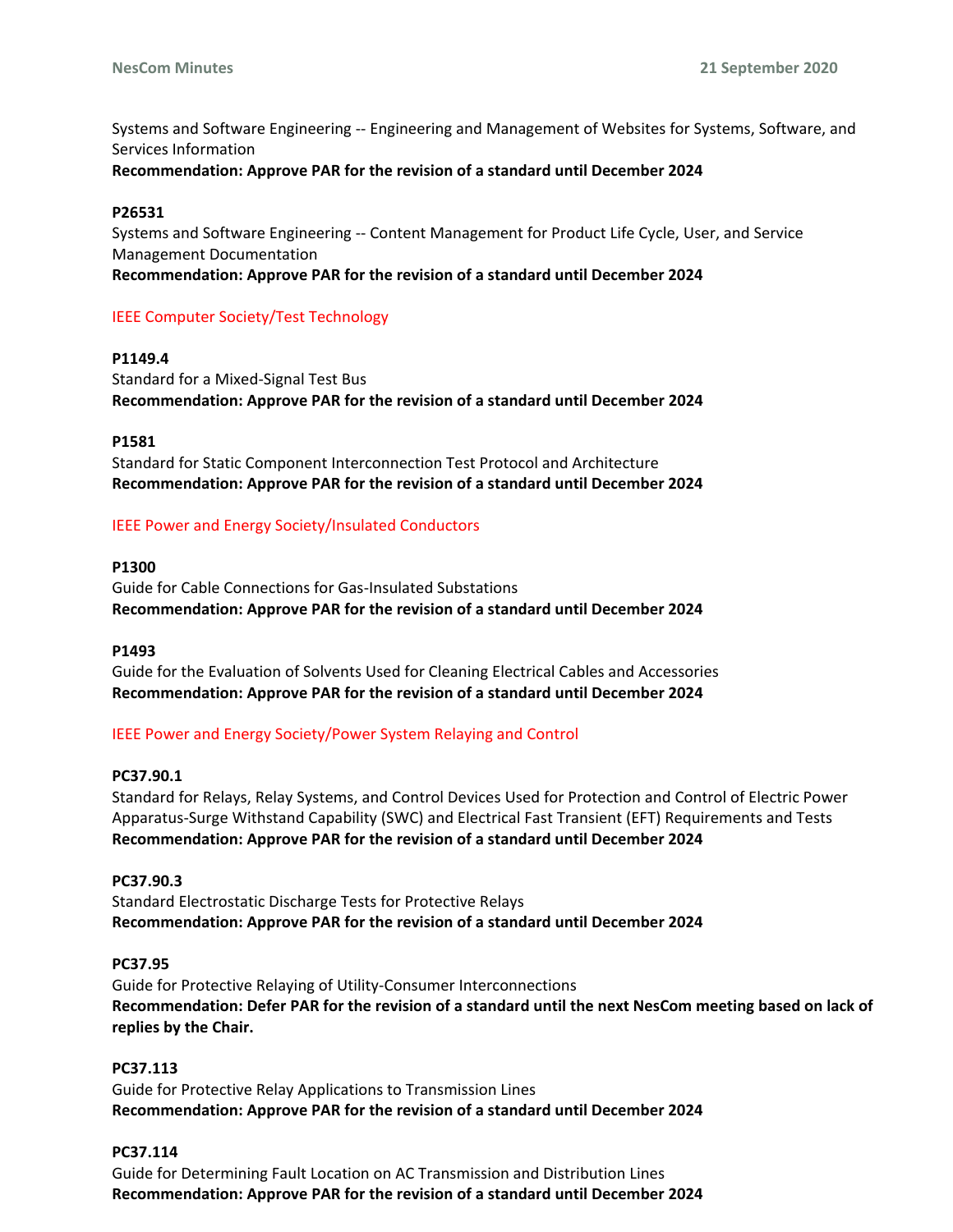Systems and Software Engineering -- Engineering and Management of Websites for Systems, Software, and Services Information
**Recommendation: Approve PAR for the revision of a standard until December 2024**

**P26531**
Systems and Software Engineering -- Content Management for Product Life Cycle, User, and Service Management Documentation
**Recommendation: Approve PAR for the revision of a standard until December 2024**

IEEE Computer Society/Test Technology

**P1149.4**
Standard for a Mixed-Signal Test Bus
**Recommendation: Approve PAR for the revision of a standard until December 2024**

**P1581**
Standard for Static Component Interconnection Test Protocol and Architecture
**Recommendation: Approve PAR for the revision of a standard until December 2024**

IEEE Power and Energy Society/Insulated Conductors

**P1300**
Guide for Cable Connections for Gas-Insulated Substations
**Recommendation: Approve PAR for the revision of a standard until December 2024**

**P1493**
Guide for the Evaluation of Solvents Used for Cleaning Electrical Cables and Accessories
**Recommendation: Approve PAR for the revision of a standard until December 2024**

IEEE Power and Energy Society/Power System Relaying and Control

**PC37.90.1**
Standard for Relays, Relay Systems, and Control Devices Used for Protection and Control of Electric Power Apparatus-Surge Withstand Capability (SWC) and Electrical Fast Transient (EFT) Requirements and Tests
**Recommendation: Approve PAR for the revision of a standard until December 2024**

**PC37.90.3**
Standard Electrostatic Discharge Tests for Protective Relays
**Recommendation: Approve PAR for the revision of a standard until December 2024**

**PC37.95**
Guide for Protective Relaying of Utility-Consumer Interconnections
**Recommendation: Defer PAR for the revision of a standard until the next NesCom meeting based on lack of replies by the Chair.**

**PC37.113**
Guide for Protective Relay Applications to Transmission Lines
**Recommendation: Approve PAR for the revision of a standard until December 2024**

**PC37.114**
Guide for Determining Fault Location on AC Transmission and Distribution Lines
**Recommendation: Approve PAR for the revision of a standard until December 2024**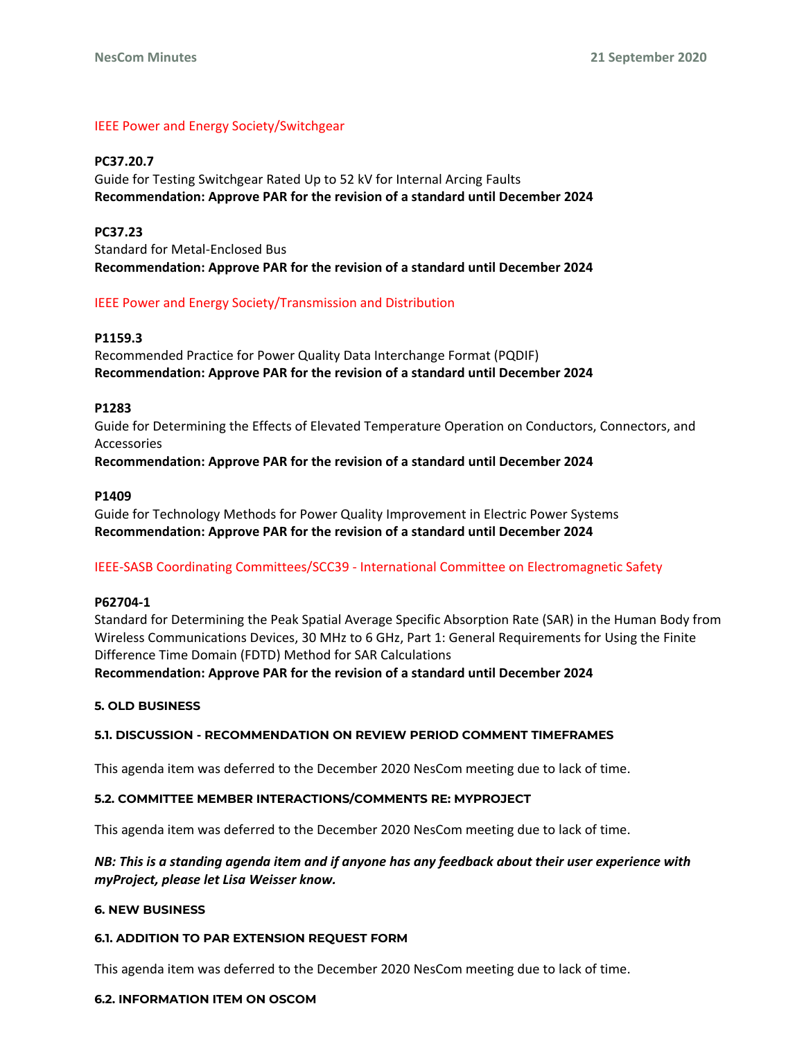IEEE Power and Energy Society/Switchgear

**PC37.20.7**
Guide for Testing Switchgear Rated Up to 52 kV for Internal Arcing Faults
**Recommendation: Approve PAR for the revision of a standard until December 2024**

**PC37.23**
Standard for Metal-Enclosed Bus
**Recommendation: Approve PAR for the revision of a standard until December 2024**

IEEE Power and Energy Society/Transmission and Distribution

**P1159.3**
Recommended Practice for Power Quality Data Interchange Format (PQDIF)
**Recommendation: Approve PAR for the revision of a standard until December 2024**

**P1283**
Guide for Determining the Effects of Elevated Temperature Operation on Conductors, Connectors, and Accessories
**Recommendation: Approve PAR for the revision of a standard until December 2024**

**P1409**
Guide for Technology Methods for Power Quality Improvement in Electric Power Systems
**Recommendation: Approve PAR for the revision of a standard until December 2024**

IEEE-SASB Coordinating Committees/SCC39 - International Committee on Electromagnetic Safety

**P62704-1**
Standard for Determining the Peak Spatial Average Specific Absorption Rate (SAR) in the Human Body from Wireless Communications Devices, 30 MHz to 6 GHz, Part 1: General Requirements for Using the Finite Difference Time Domain (FDTD) Method for SAR Calculations
**Recommendation: Approve PAR for the revision of a standard until December 2024**

## 5. OLD BUSINESS

### 5.1. DISCUSSION - RECOMMENDATION ON REVIEW PERIOD COMMENT TIMEFRAMES

This agenda item was deferred to the December 2020 NesCom meeting due to lack of time.

### 5.2. COMMITTEE MEMBER INTERACTIONS/COMMENTS RE: MYPROJECT

This agenda item was deferred to the December 2020 NesCom meeting due to lack of time.

***NB: This is a standing agenda item and if anyone has any feedback about their user experience with myProject, please let Lisa Weisser know.***

## 6. NEW BUSINESS

### 6.1. ADDITION TO PAR EXTENSION REQUEST FORM

This agenda item was deferred to the December 2020 NesCom meeting due to lack of time.

### 6.2. INFORMATION ITEM ON OSCOM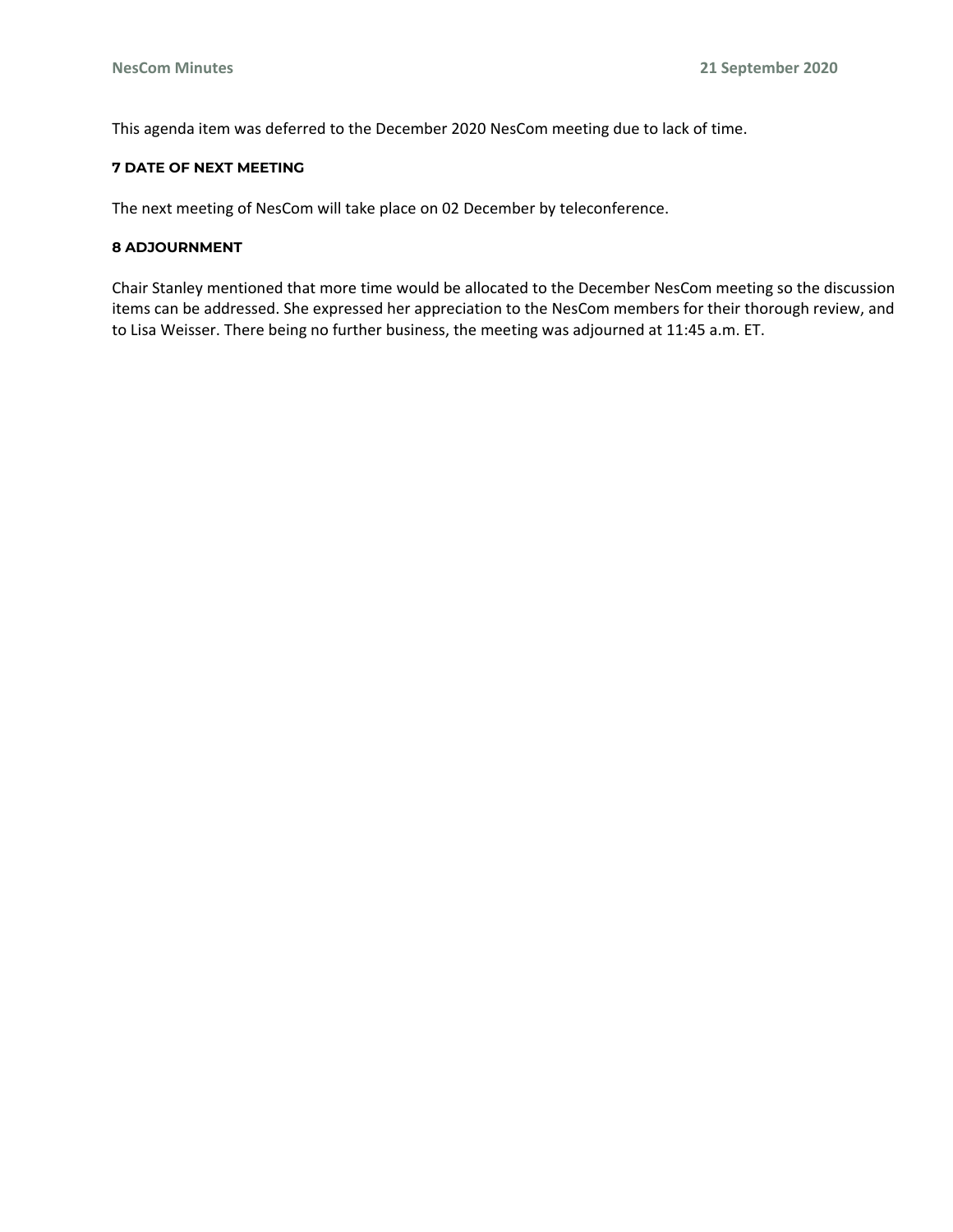This agenda item was deferred to the December 2020 NesCom meeting due to lack of time.

### 7 DATE OF NEXT MEETING

The next meeting of NesCom will take place on 02 December by teleconference.

### 8 ADJOURNMENT

Chair Stanley mentioned that more time would be allocated to the December NesCom meeting so the discussion items can be addressed. She expressed her appreciation to the NesCom members for their thorough review, and to Lisa Weisser. There being no further business, the meeting was adjourned at 11:45 a.m. ET.